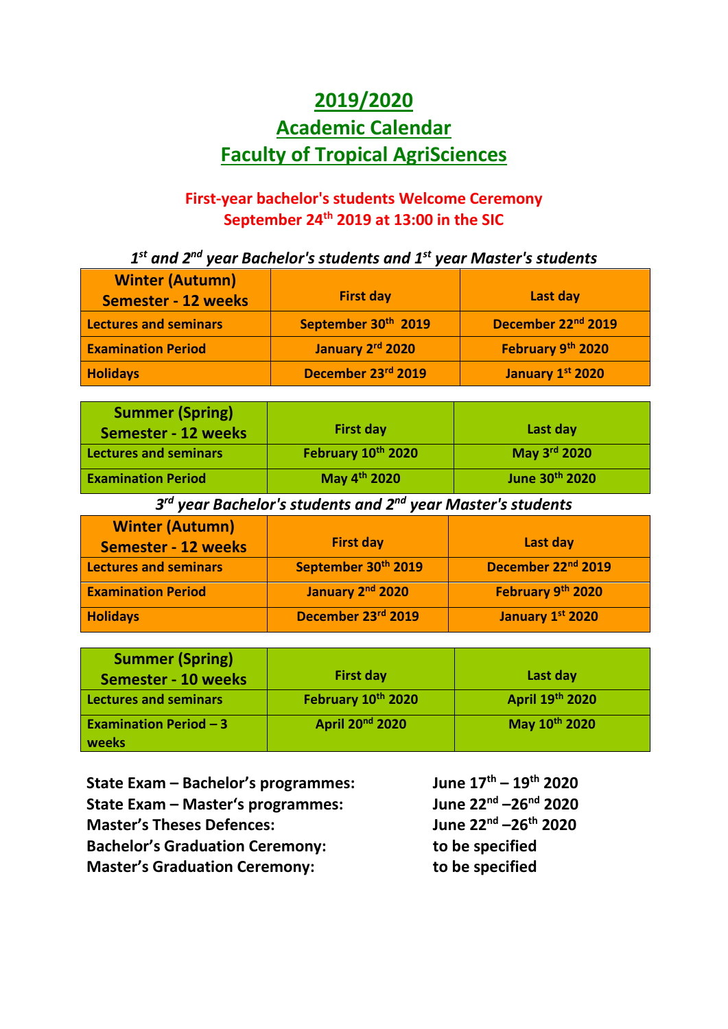# 2019/2020
# Academic Calendar
# Faculty of Tropical AgriSciences

**First-year bachelor's students Welcome Ceremony**
**September 24th 2019 at 13:00 in the SIC**

***1st and 2nd year Bachelor's students and 1st year Master's students***

| Winter (Autumn) Semester - 12 weeks | First day | Last day |
|---|---|---|
| Lectures and seminars | September 30th 2019 | December 22nd 2019 |
| Examination Period | January 2nd 2020 | February 9th 2020 |
| Holidays | December 23rd 2019 | January 1st 2020 |

| Summer (Spring) Semester - 12 weeks | First day | Last day |
|---|---|---|
| Lectures and seminars | February 10th 2020 | May 3rd 2020 |
| Examination Period | May 4th 2020 | June 30th 2020 |

***3rd year Bachelor's students and 2nd year Master's students***

| Winter (Autumn) Semester - 12 weeks | First day | Last day |
|---|---|---|
| Lectures and seminars | September 30th 2019 | December 22nd 2019 |
| Examination Period | January 2nd 2020 | February 9th 2020 |
| Holidays | December 23rd 2019 | January 1st 2020 |

| Summer (Spring) Semester - 10 weeks | First day | Last day |
|---|---|---|
| Lectures and seminars | February 10th 2020 | April 19th 2020 |
| Examination Period – 3 weeks | April 20nd 2020 | May 10th 2020 |

**State Exam – Bachelor's programmes:** June 17th – 19th 2020
**State Exam – Master's programmes:** June 22nd –26nd 2020
**Master's Theses Defences:** June 22nd –26th 2020
**Bachelor's Graduation Ceremony:** to be specified
**Master's Graduation Ceremony:** to be specified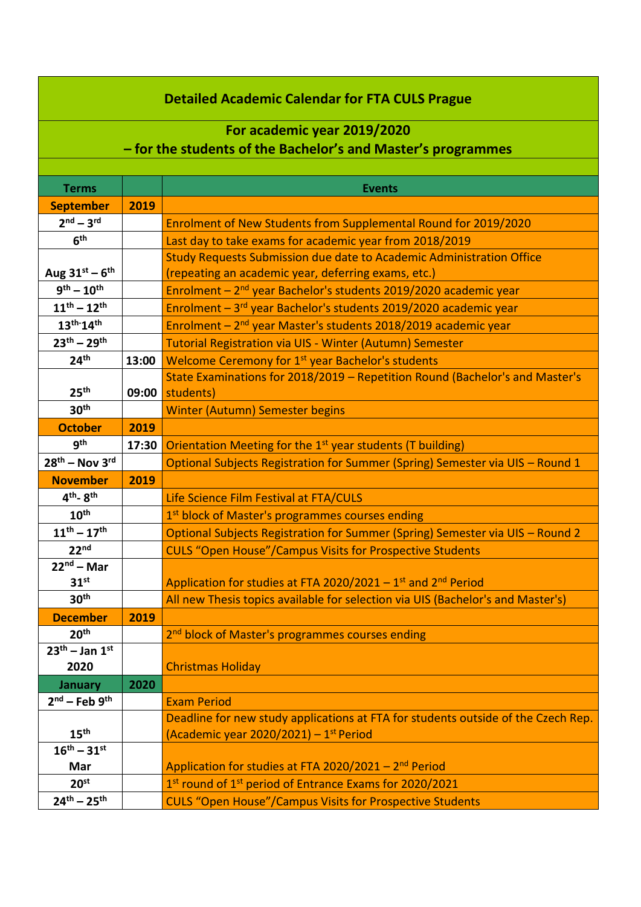| Detailed Academic Calendar for FTA CULS Prague | | |
|---|---|---|
| **For academic year 2019/2020 – for the students of the Bachelor's and Master's programmes** | | |
| **Terms** | | **Events** |
| **September** | **2019** | |
| **2nd – 3rd** | | Enrolment of New Students from Supplemental Round for 2019/2020 |
| **6th** | | Last day to take exams for academic year from 2018/2019 |
| **Aug 31st – 6th** | | Study Requests Submission due date to Academic Administration Office (repeating an academic year, deferring exams, etc.) |
| **9th – 10th** | | Enrolment – 2nd year Bachelor's students 2019/2020 academic year |
| **11th – 12th** | | Enrolment – 3rd year Bachelor's students 2019/2020 academic year |
| **13th-14th** | | Enrolment – 2nd year Master's students 2018/2019 academic year |
| **23th – 29th** | | Tutorial Registration via UIS - Winter (Autumn) Semester |
| **24th** | **13:00** | Welcome Ceremony for 1st year Bachelor's students |
| **25th** | **09:00** | State Examinations for 2018/2019 – Repetition Round (Bachelor's and Master's students) |
| **30th** | | Winter (Autumn) Semester begins |
| **October** | **2019** | |
| **9th** | **17:30** | Orientation Meeting for the 1st year students (T building) |
| **28th – Nov 3rd** | | Optional Subjects Registration for Summer (Spring) Semester via UIS – Round 1 |
| **November** | **2019** | |
| **4th- 8th** | | Life Science Film Festival at FTA/CULS |
| **10th** | | 1st block of Master's programmes courses ending |
| **11th – 17th** | | Optional Subjects Registration for Summer (Spring) Semester via UIS – Round 2 |
| **22nd** | | CULS "Open House"/Campus Visits for Prospective Students |
| **22nd – Mar 31st** | | Application for studies at FTA 2020/2021 – 1st and 2nd Period |
| **30th** | | All new Thesis topics available for selection via UIS (Bachelor's and Master's) |
| **December** | **2019** | |
| **20th** | | 2nd block of Master's programmes courses ending |
| **23th – Jan 1st 2020** | | Christmas Holiday |
| **January** | **2020** | |
| **2nd – Feb 9th** | | Exam Period |
| **15th** | | Deadline for new study applications at FTA for students outside of the Czech Rep. (Academic year 2020/2021) – 1st Period |
| **16th – 31st Mar** | | Application for studies at FTA 2020/2021 – 2nd Period |
| **20st** | | 1st round of 1st period of Entrance Exams for 2020/2021 |
| **24th – 25th** | | CULS "Open House"/Campus Visits for Prospective Students |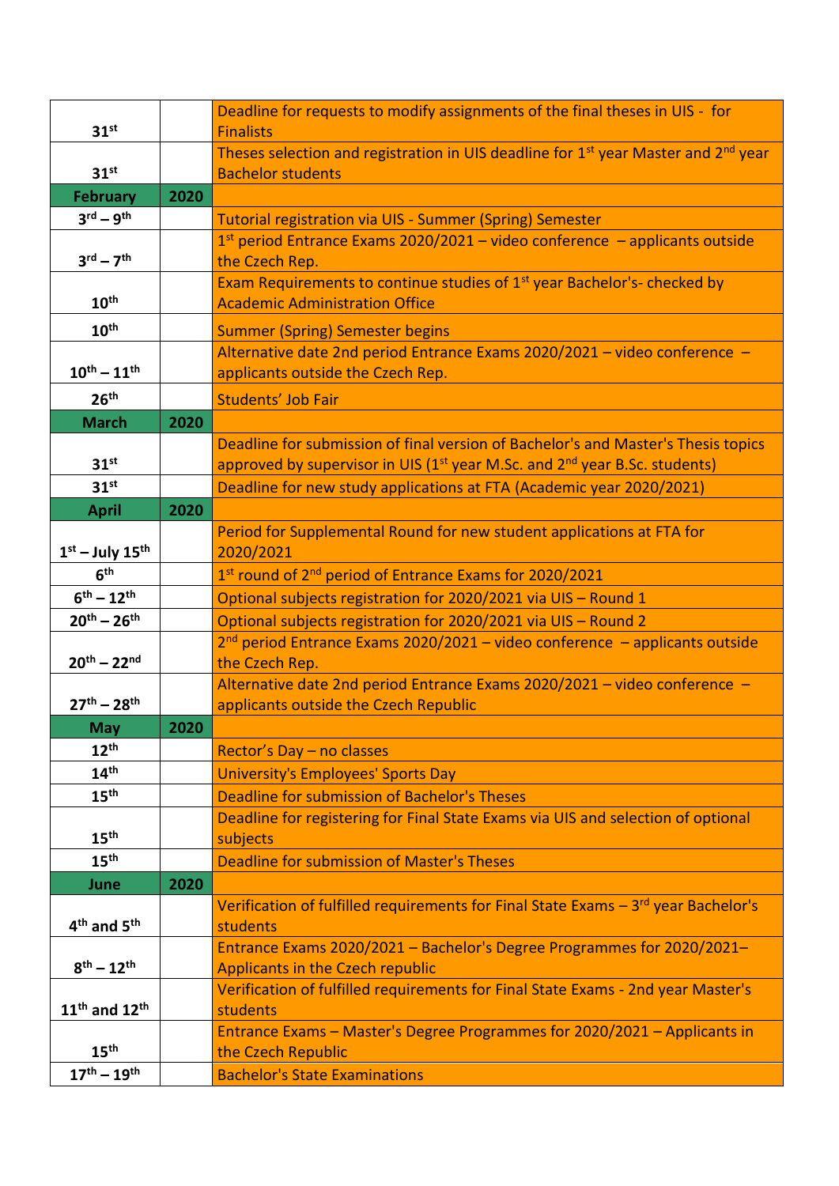| | | |
|---|---|---|
| 31st | | Deadline for requests to modify assignments of the final theses in UIS - for Finalists |
| 31st | | Theses selection and registration in UIS deadline for 1st year Master and 2nd year Bachelor students |
| **February** | **2020** | |
| 3rd – 9th | | Tutorial registration via UIS - Summer (Spring) Semester |
| 3rd – 7th | | 1st period Entrance Exams 2020/2021 – video conference – applicants outside the Czech Rep. |
| 10th | | Exam Requirements to continue studies of 1st year Bachelor's- checked by Academic Administration Office |
| 10th | | Summer (Spring) Semester begins |
| 10th – 11th | | Alternative date 2nd period Entrance Exams 2020/2021 – video conference – applicants outside the Czech Rep. |
| 26th | | Students' Job Fair |
| **March** | **2020** | |
| 31st | | Deadline for submission of final version of Bachelor's and Master's Thesis topics approved by supervisor in UIS (1st year M.Sc. and 2nd year B.Sc. students) |
| 31st | | Deadline for new study applications at FTA (Academic year 2020/2021) |
| **April** | **2020** | |
| 1st – July 15th | | Period for Supplemental Round for new student applications at FTA for 2020/2021 |
| 6th | | 1st round of 2nd period of Entrance Exams for 2020/2021 |
| 6th – 12th | | Optional subjects registration for 2020/2021 via UIS – Round 1 |
| 20th – 26th | | Optional subjects registration for 2020/2021 via UIS – Round 2 |
| 20th – 22nd | | 2nd period Entrance Exams 2020/2021 – video conference – applicants outside the Czech Rep. |
| 27th – 28th | | Alternative date 2nd period Entrance Exams 2020/2021 – video conference – applicants outside the Czech Republic |
| **May** | **2020** | |
| 12th | | Rector's Day – no classes |
| 14th | | University's Employees' Sports Day |
| 15th | | Deadline for submission of Bachelor's Theses |
| 15th | | Deadline for registering for Final State Exams via UIS and selection of optional subjects |
| 15th | | Deadline for submission of Master's Theses |
| **June** | **2020** | |
| 4th and 5th | | Verification of fulfilled requirements for Final State Exams – 3rd year Bachelor's students |
| 8th – 12th | | Entrance Exams 2020/2021 – Bachelor's Degree Programmes for 2020/2021– Applicants in the Czech republic |
| 11th and 12th | | Verification of fulfilled requirements for Final State Exams - 2nd year Master's students |
| 15th | | Entrance Exams – Master's Degree Programmes for 2020/2021 – Applicants in the Czech Republic |
| 17th – 19th | | Bachelor's State Examinations |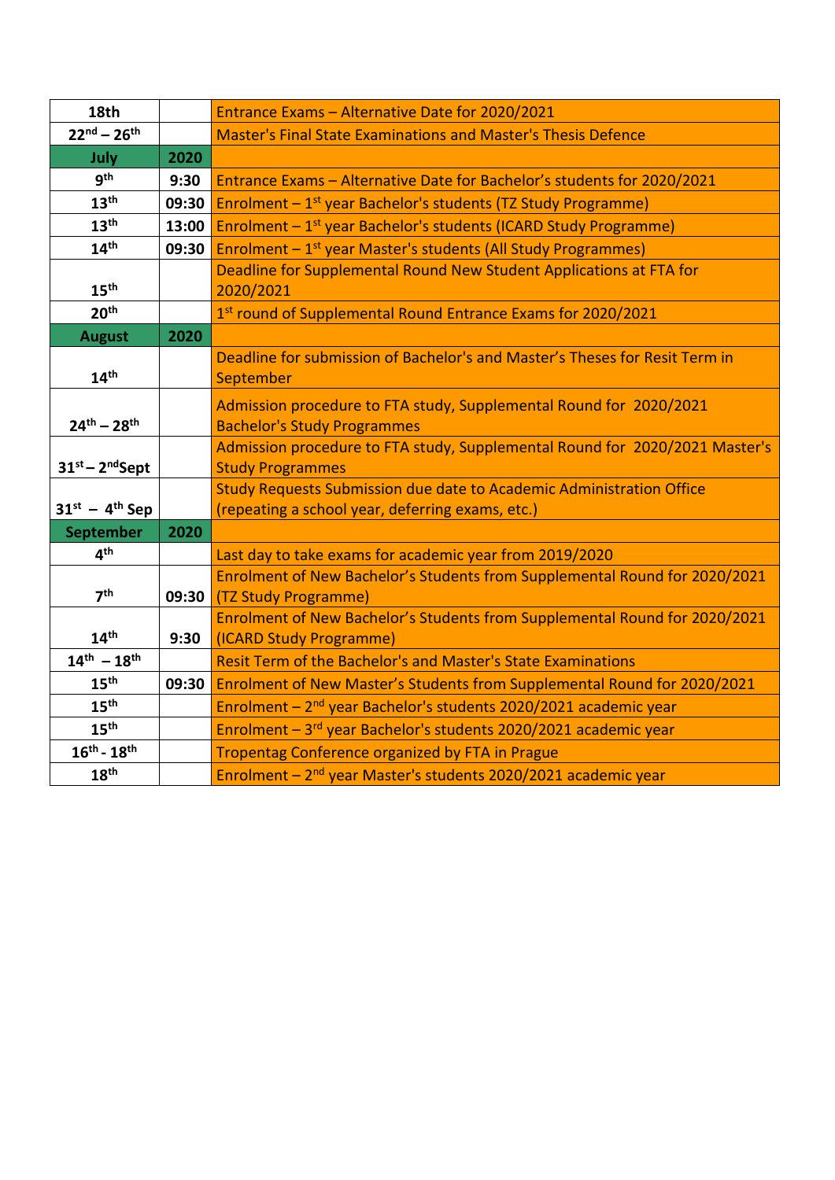| | | |
|---|---|---|
| 18th | | Entrance Exams – Alternative Date for 2020/2021 |
| 22nd – 26th | | Master's Final State Examinations and Master's Thesis Defence |
| **July** | **2020** | |
| 9th | 9:30 | Entrance Exams – Alternative Date for Bachelor's students for 2020/2021 |
| 13th | 09:30 | Enrolment – 1st year Bachelor's students (TZ Study Programme) |
| 13th | 13:00 | Enrolment – 1st year Bachelor's students (ICARD Study Programme) |
| 14th | 09:30 | Enrolment – 1st year Master's students (All Study Programmes) |
| 15th | | Deadline for Supplemental Round New Student Applications at FTA for 2020/2021 |
| 20th | | 1st round of Supplemental Round Entrance Exams for 2020/2021 |
| **August** | **2020** | |
| 14th | | Deadline for submission of Bachelor's and Master's Theses for Resit Term in September |
| 24th – 28th | | Admission procedure to FTA study, Supplemental Round for 2020/2021 Bachelor's Study Programmes |
| 31st – 2nd Sept | | Admission procedure to FTA study, Supplemental Round for 2020/2021 Master's Study Programmes |
| 31st – 4th Sep | | Study Requests Submission due date to Academic Administration Office (repeating a school year, deferring exams, etc.) |
| **September** | **2020** | |
| 4th | | Last day to take exams for academic year from 2019/2020 |
| 7th | 09:30 | Enrolment of New Bachelor's Students from Supplemental Round for 2020/2021 (TZ Study Programme) |
| 14th | 9:30 | Enrolment of New Bachelor's Students from Supplemental Round for 2020/2021 (ICARD Study Programme) |
| 14th – 18th | | Resit Term of the Bachelor's and Master's State Examinations |
| 15th | 09:30 | Enrolment of New Master's Students from Supplemental Round for 2020/2021 |
| 15th | | Enrolment – 2nd year Bachelor's students 2020/2021 academic year |
| 15th | | Enrolment – 3rd year Bachelor's students 2020/2021 academic year |
| 16th - 18th | | Tropentag Conference organized by FTA in Prague |
| 18th | | Enrolment – 2nd year Master's students 2020/2021 academic year |